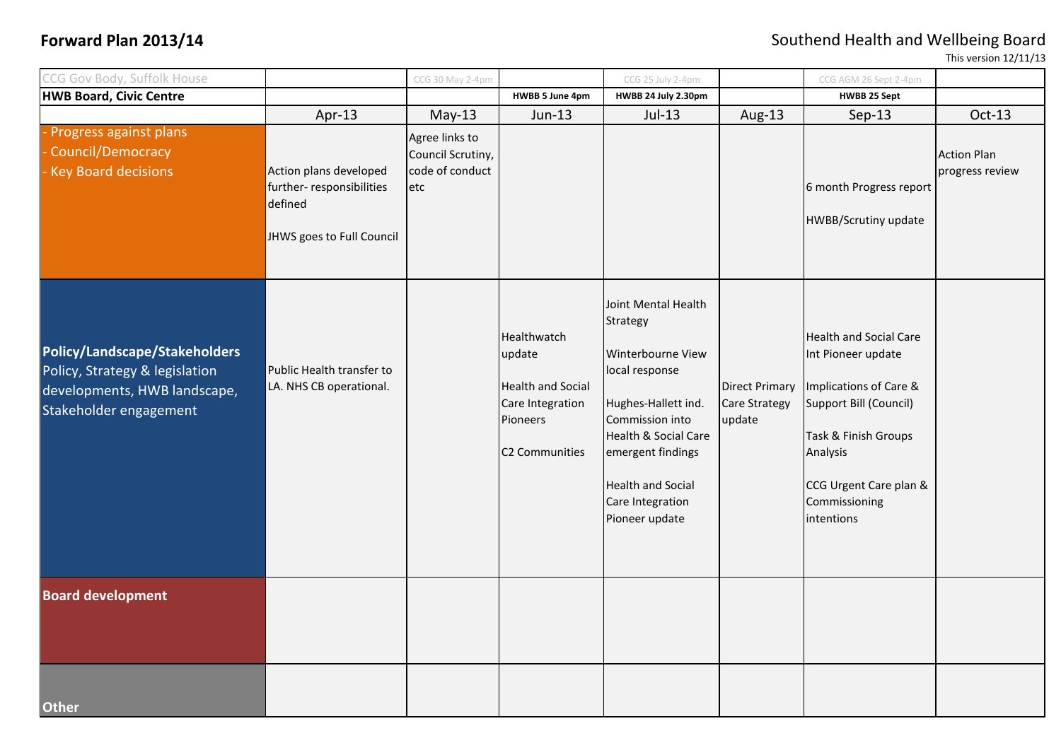**Forward Plan 2013/14**

Southend Health and Wellbeing Board

This version 12/11/13

| CCG Gov Body, Suffolk House | | CCG 30 May 2-4pm | | CCG 25 July 2-4pm | | CCG AGM 26 Sept 2-4pm | |
|---|---|---|---|---|---|---|---|
| **HWB Board, Civic Centre** | | | **HWBB 5 June 4pm** | **HWBB 24 July 2.30pm** | | **HWBB 25 Sept** | |
| | Apr-13 | May-13 | Jun-13 | Jul-13 | Aug-13 | Sep-13 | Oct-13 |
| - Progress against plans<br>- Council/Democracy<br>- Key Board decisions | Action plans developed further- responsibilities defined<br><br>JHWS goes to Full Council | Agree links to Council Scrutiny, code of conduct etc | | | | 6 month Progress report<br><br>HWBB/Scrutiny update | Action Plan progress review |
| **Policy/Landscape/Stakeholders**<br>Policy, Strategy & legislation developments, HWB landscape, Stakeholder engagement | Public Health transfer to LA. NHS CB operational. | | Healthwatch update<br><br>Health and Social Care Integration Pioneers<br><br>C2 Communities | Joint Mental Health Strategy<br><br>Winterbourne View local response<br><br>Hughes-Hallett ind. Commission into Health & Social Care emergent findings<br><br>Health and Social Care Integration Pioneer update | Direct Primary Care Strategy update | Health and Social Care Int Pioneer update<br><br>Implications of Care & Support Bill (Council)<br><br>Task & Finish Groups Analysis<br><br>CCG Urgent Care plan & Commissioning intentions | |
| **Board development** | | | | | | | |
| **Other** | | | | | | | |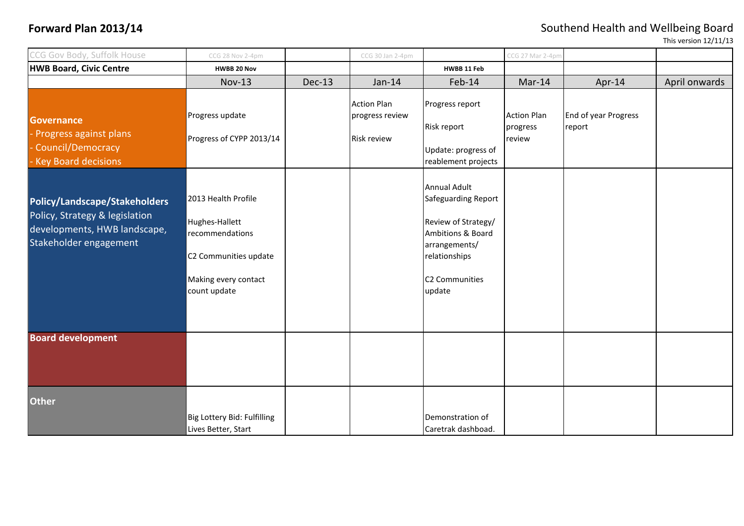**Forward Plan 2013/14**

Southend Health and Wellbeing Board

This version 12/11/13

| | | | | | | | |
|---|---|---|---|---|---|---|---|
| CCG Gov Body, Suffolk House | CCG 28 Nov 2-4pm | | CCG 30 Jan 2-4pm | | CCG 27 Mar 2-4pm | | |
| **HWB Board, Civic Centre** | **HWBB 20 Nov** | | | **HWBB 11 Feb** | | | |
| | Nov-13 | Dec-13 | Jan-14 | Feb-14 | Mar-14 | Apr-14 | April onwards |
| **Governance**<br>- Progress against plans<br>- Council/Democracy<br>- Key Board decisions | Progress update<br><br>Progress of CYPP 2013/14 | | Action Plan progress review<br><br>Risk review | Progress report<br><br>Risk report<br><br>Update: progress of reablement projects | Action Plan progress review | End of year Progress report | |
| **Policy/Landscape/Stakeholders**<br>Policy, Strategy & legislation developments, HWB landscape, Stakeholder engagement | 2013 Health Profile<br><br>Hughes-Hallett recommendations<br><br>C2 Communities update<br><br>Making every contact count update | | | Annual Adult Safeguarding Report<br><br>Review of Strategy/ Ambitions & Board arrangements/ relationships<br><br>C2 Communities update | | | |
| **Board development** | | | | | | | |
| **Other** | Big Lottery Bid: Fulfilling Lives Better, Start | | | Demonstration of Caretrak dashboad. | | | |